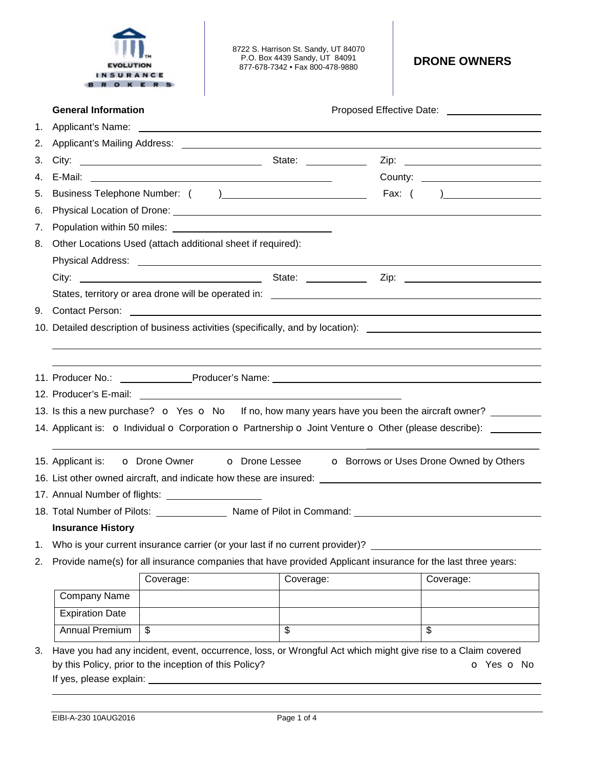EVOLUTION INSURANCE BROKERS

8722 S. Harrison St. Sandy, UT 84070
P.O. Box 4439 Sandy, UT 84091
877-678-7342 • Fax 800-478-9880

# DRONE OWNERS

**General Information** Proposed Effective Date: ________________

1. Applicant's Name: ________________
2. Applicant's Mailing Address: ________________
3. City: ________________ State: ________ Zip: ________________
4. E-Mail: ________________ County: ________________
5. Business Telephone Number: ( ) ________________ Fax: ( ) ________________
6. Physical Location of Drone: ________________
7. Population within 50 miles: ________________
8. Other Locations Used (attach additional sheet if required):
   Physical Address: ________________
   City: ________________ State: ________ Zip: ________________
   States, territory or area drone will be operated in: ________________
9. Contact Person: ________________
10. Detailed description of business activities (specifically, and by location): ________________
11. Producer No.: ________ Producer's Name: ________________
12. Producer's E-mail: ________________
13. Is this a new purchase? o Yes o No If no, how many years have you been the aircraft owner? ________
14. Applicant is: o Individual o Corporation o Partnership o Joint Venture o Other (please describe): ________
15. Applicant is: o Drone Owner o Drone Lessee o Borrows or Uses Drone Owned by Others
16. List other owned aircraft, and indicate how these are insured: ________________
17. Annual Number of flights: ________
18. Total Number of Pilots: ________ Name of Pilot in Command: ________________

**Insurance History**

1. Who is your current insurance carrier (or your last if no current provider)? ________________
2. Provide name(s) for all insurance companies that have provided Applicant insurance for the last three years:

| | Coverage: | Coverage: | Coverage: |
|---|---|---|---|
| Company Name | | | |
| Expiration Date | | | |
| Annual Premium | $ | $ | $ |

3. Have you had any incident, event, occurrence, loss, or Wrongful Act which might give rise to a Claim covered by this Policy, prior to the inception of this Policy? o Yes o No
   If yes, please explain: ________________

EIBI-A-230 10AUG2016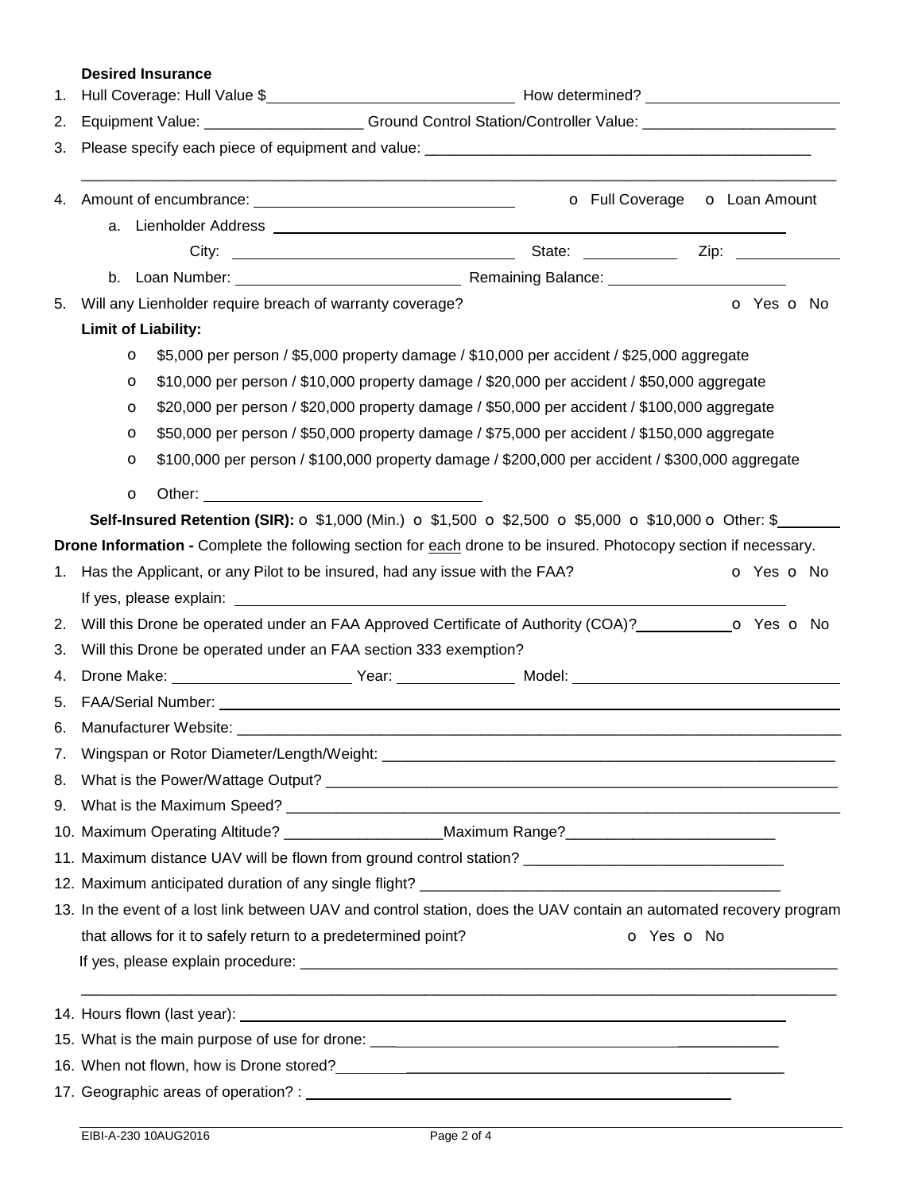**Desired Insurance**

1. Hull Coverage: Hull Value $\_\_\_\_\_\_\_\_\_\_\_\_\_\_\_\_\_\_\_\_ How determined? \_\_\_\_\_\_\_\_\_\_\_\_\_\_\_\_\_\_\_\_
2. Equipment Value: \_\_\_\_\_\_\_\_\_\_\_\_\_\_\_\_\_\_\_ Ground Control Station/Controller Value: \_\_\_\_\_\_\_\_\_\_\_\_\_\_\_\_\_\_\_\_\_\_\_
3. Please specify each piece of equipment and value: \_\_\_\_\_\_\_\_\_\_\_\_\_\_\_\_\_\_\_\_\_\_\_\_\_\_\_\_\_\_\_\_\_\_\_\_\_\_\_\_\_\_\_\_\_\_

   \_\_\_\_\_\_\_\_\_\_\_\_\_\_\_\_\_\_\_\_\_\_\_\_\_\_\_\_\_\_\_\_\_\_\_\_\_\_\_\_\_\_\_\_\_\_\_\_\_\_\_\_\_\_\_\_\_\_\_\_\_\_\_\_\_\_\_\_\_\_\_\_\_\_\_\_\_\_\_\_\_\_\_\_\_\_\_\_\_\_

4. Amount of encumbrance: \_\_\_\_\_\_\_\_\_\_\_\_\_\_\_\_\_\_\_\_\_\_\_\_\_\_\_\_ o Full Coverage o Loan Amount
   a. Lienholder Address \_\_\_\_\_\_\_\_\_\_\_\_\_\_\_\_\_\_\_\_\_\_\_\_\_\_\_\_\_\_\_\_\_\_\_\_\_\_\_\_\_\_\_\_\_\_\_\_\_\_\_\_\_\_\_\_\_\_\_\_\_\_\_\_\_\_\_\_\_

      City: \_\_\_\_\_\_\_\_\_\_\_\_\_\_\_\_\_\_\_\_\_\_\_\_\_\_\_\_\_\_\_\_\_\_\_ State: \_\_\_\_\_\_\_\_\_\_\_\_ Zip: \_\_\_\_\_\_\_\_\_\_\_\_\_

   b. Loan Number: \_\_\_\_\_\_\_\_\_\_\_\_\_\_\_\_\_\_\_\_\_\_\_\_\_\_\_\_ Remaining Balance: \_\_\_\_\_\_\_\_\_\_\_\_\_\_\_\_\_\_\_\_\_\_\_
5. Will any Lienholder require breach of warranty coverage? o Yes o No

**Limit of Liability:**

- o $5,000 per person / $5,000 property damage / $10,000 per accident / $25,000 aggregate
- o $10,000 per person / $10,000 property damage / $20,000 per accident / $50,000 aggregate
- o $20,000 per person / $20,000 property damage / $50,000 per accident / $100,000 aggregate
- o $50,000 per person / $50,000 property damage / $75,000 per accident / $150,000 aggregate
- o $100,000 per person / $100,000 property damage / $200,000 per accident / $300,000 aggregate
- o Other: \_\_\_\_\_\_\_\_\_\_\_\_\_\_\_\_\_\_\_\_\_\_\_\_\_\_\_\_\_\_\_\_\_\_

**Self-Insured Retention (SIR):** o $1,000 (Min.) o $1,500 o $2,500 o $5,000 o $10,000 o Other: $\_\_\_\_\_\_\_\_

**Drone Information -** Complete the following section for each drone to be insured. Photocopy section if necessary.

1. Has the Applicant, or any Pilot to be insured, had any issue with the FAA? o Yes o No

   If yes, please explain: \_\_\_\_\_\_\_\_\_\_\_\_\_\_\_\_\_\_\_\_\_\_\_\_\_\_\_\_\_\_\_\_\_\_\_\_\_\_\_\_\_\_\_\_\_\_\_\_\_\_\_\_\_\_\_\_\_\_\_\_\_\_\_\_\_\_\_\_\_
2. Will this Drone be operated under an FAA Approved Certificate of Authority (COA)?\_\_\_\_\_\_\_\_\_\_\_\_o Yes o No
3. Will this Drone be operated under an FAA section 333 exemption?
4. Drone Make: \_\_\_\_\_\_\_\_\_\_\_\_\_\_\_\_\_\_\_\_\_\_\_ Year: \_\_\_\_\_\_\_\_\_\_\_\_\_\_\_ Model: \_\_\_\_\_\_\_\_\_\_\_\_\_\_\_\_\_\_\_\_\_\_\_\_\_\_\_\_\_\_\_\_\_\_
5. FAA/Serial Number: \_\_\_\_\_\_\_\_\_\_\_\_\_\_\_\_\_\_\_\_\_\_\_\_\_\_\_\_\_\_\_\_\_\_\_\_\_\_\_\_\_\_\_\_\_\_\_\_\_\_\_\_\_\_\_\_\_\_\_\_\_\_\_\_\_\_\_\_\_\_\_\_\_\_\_
6. Manufacturer Website: \_\_\_\_\_\_\_\_\_\_\_\_\_\_\_\_\_\_\_\_\_\_\_\_\_\_\_\_\_\_\_\_\_\_\_\_\_\_\_\_\_\_\_\_\_\_\_\_\_\_\_\_\_\_\_\_\_\_\_\_\_\_\_\_\_\_\_\_\_\_\_\_
7. Wingspan or Rotor Diameter/Length/Weight: \_\_\_\_\_\_\_\_\_\_\_\_\_\_\_\_\_\_\_\_\_\_\_\_\_\_\_\_\_\_\_\_\_\_\_\_\_\_\_\_\_\_\_\_\_\_\_\_\_\_\_\_\_\_\_\_\_
8. What is the Power/Wattage Output? \_\_\_\_\_\_\_\_\_\_\_\_\_\_\_\_\_\_\_\_\_\_\_\_\_\_\_\_\_\_\_\_\_\_\_\_\_\_\_\_\_\_\_\_\_\_\_\_\_\_\_\_\_\_\_\_\_\_\_\_\_\_\_
9. What is the Maximum Speed? \_\_\_\_\_\_\_\_\_\_\_\_\_\_\_\_\_\_\_\_\_\_\_\_\_\_\_\_\_\_\_\_\_\_\_\_\_\_\_\_\_\_\_\_\_\_\_\_\_\_\_\_\_\_\_\_\_\_\_\_\_\_\_\_\_\_\_\_\_
10. Maximum Operating Altitude? \_\_\_\_\_\_\_\_\_\_\_\_\_\_\_\_\_\_\_Maximum Range?\_\_\_\_\_\_\_\_\_\_\_\_\_\_\_\_\_\_\_\_\_\_\_\_\_
11. Maximum distance UAV will be flown from ground control station? \_\_\_\_\_\_\_\_\_\_\_\_\_\_\_\_\_\_\_\_\_\_\_\_\_\_\_\_\_\_\_
12. Maximum anticipated duration of any single flight? \_\_\_\_\_\_\_\_\_\_\_\_\_\_\_\_\_\_\_\_\_\_\_\_\_\_\_\_\_\_\_\_\_\_\_\_\_\_\_\_\_\_\_\_
13. In the event of a lost link between UAV and control station, does the UAV contain an automated recovery program that allows for it to safely return to a predetermined point? o Yes o No

    If yes, please explain procedure: \_\_\_\_\_\_\_\_\_\_\_\_\_\_\_\_\_\_\_\_\_\_\_\_\_\_\_\_\_\_\_\_\_\_\_\_\_\_\_\_\_\_\_\_\_\_\_\_\_\_\_\_\_\_\_\_\_\_\_\_\_\_\_\_\_\_

    \_\_\_\_\_\_\_\_\_\_\_\_\_\_\_\_\_\_\_\_\_\_\_\_\_\_\_\_\_\_\_\_\_\_\_\_\_\_\_\_\_\_\_\_\_\_\_\_\_\_\_\_\_\_\_\_\_\_\_\_\_\_\_\_\_\_\_\_\_\_\_\_\_\_\_\_\_\_\_\_\_\_\_\_\_\_\_\_\_\_
14. Hours flown (last year): \_\_\_\_\_\_\_\_\_\_\_\_\_\_\_\_\_\_\_\_\_\_\_\_\_\_\_\_\_\_\_\_\_\_\_\_\_\_\_\_\_\_\_\_\_\_\_\_\_\_\_\_\_\_\_\_\_\_\_\_\_\_\_\_\_\_\_\_\_\_\_
15. What is the main purpose of use for drone: \_\_\_\_\_\_\_\_\_\_\_\_\_\_\_\_\_\_\_\_\_\_\_\_\_\_\_\_\_\_\_\_\_\_\_\_\_\_\_\_\_\_\_\_\_\_\_\_\_\_\_
16. When not flown, how is Drone stored?\_\_\_\_\_\_\_\_\_\_\_\_\_\_\_\_\_\_\_\_\_\_\_\_\_\_\_\_\_\_\_\_\_\_\_\_\_\_\_\_\_\_\_\_\_\_\_\_\_\_\_\_\_\_\_\_
17. Geographic areas of operation? : \_\_\_\_\_\_\_\_\_\_\_\_\_\_\_\_\_\_\_\_\_\_\_\_\_\_\_\_\_\_\_\_\_\_\_\_\_\_\_\_\_\_\_\_\_\_\_\_\_\_\_\_\_\_\_\_\_\_\_

EIBI-A-230 10AUG2016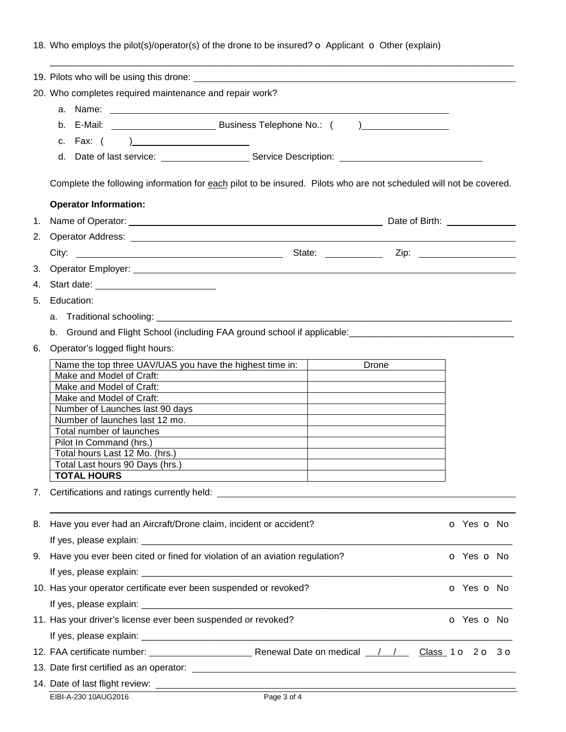18. Who employs the pilot(s)/operator(s) of the drone to be insured? o Applicant o Other (explain)

_______________________________________________________________________________________________

19. Pilots who will be using this drone: ____________________________________________________________

20. Who completes required maintenance and repair work?

    a. Name: ____________________________________________________________

    b. E-Mail: ____________________ Business Telephone No.: ( ) ________________

    c. Fax: ( ) ______________________

    d. Date of last service: ________________ Service Description: __________________________

Complete the following information for <u>each</u> pilot to be insured. Pilots who are not scheduled will not be covered.

**Operator Information:**

1. Name of Operator: ______________________________________________ Date of Birth: ____________
2. Operator Address: ____________________________________________________________

   City: ______________________________________ State: __________ Zip: __________________
3. Operator Employer: ____________________________________________________________
4. Start date: ______________________
5. Education:

   a. Traditional schooling: ____________________________________________________________

   b. Ground and Flight School (including FAA ground school if applicable:______________________________
6. Operator's logged flight hours:

| Name the top three UAV/UAS you have the highest time in: | Drone |
|---|---|
| Make and Model of Craft: | |
| Make and Model of Craft: | |
| Make and Model of Craft: | |
| Number of Launches last 90 days | |
| Number of launches last 12 mo. | |
| Total number of launches | |
| Pilot In Command (hrs.) | |
| Total hours Last 12 Mo. (hrs.) | |
| Total Last hours 90 Days (hrs.) | |
| **TOTAL HOURS** | |

7. Certifications and ratings currently held: ____________________________________________________________

   ____________________________________________________________________________________________
8. Have you ever had an Aircraft/Drone claim, incident or accident? o Yes o No

   If yes, please explain: ____________________________________________________________
9. Have you ever been cited or fined for violation of an aviation regulation? o Yes o No

   If yes, please explain: ____________________________________________________________
10. Has your operator certificate ever been suspended or revoked? o Yes o No

    If yes, please explain: ____________________________________________________________
11. Has your driver's license ever been suspended or revoked? o Yes o No

    If yes, please explain: ____________________________________________________________
12. FAA certificate number: ____________________ Renewal Date on medical __/__/__ <u>Class</u> 1 o 2 o 3 o
13. Date first certified as an operator: ____________________________________________________________
14. Date of last flight review: ____________________________________________________________

EIBI-A-230 10AUG2016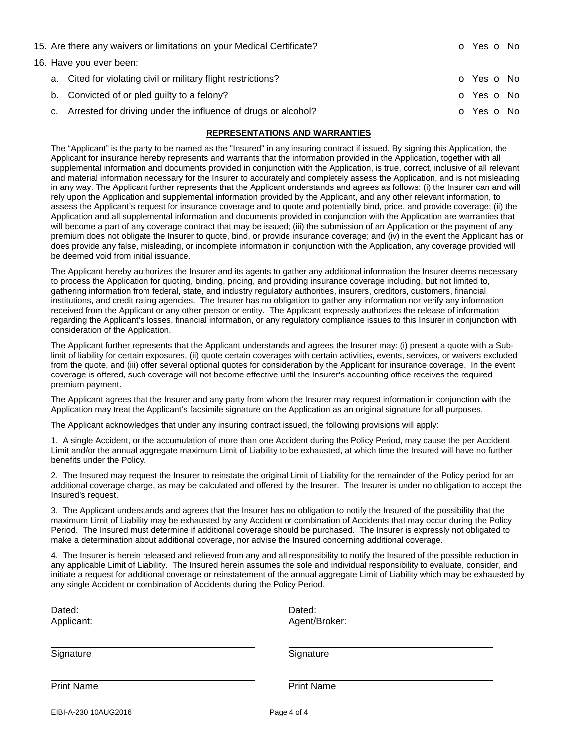15. Are there any waivers or limitations on your Medical Certificate? o Yes o No

16. Have you ever been:

   a. Cited for violating civil or military flight restrictions? o Yes o No

   b. Convicted of or pled guilty to a felony? o Yes o No

   c. Arrested for driving under the influence of drugs or alcohol? o Yes o No

## REPRESENTATIONS AND WARRANTIES

The "Applicant" is the party to be named as the "Insured" in any insuring contract if issued. By signing this Application, the Applicant for insurance hereby represents and warrants that the information provided in the Application, together with all supplemental information and documents provided in conjunction with the Application, is true, correct, inclusive of all relevant and material information necessary for the Insurer to accurately and completely assess the Application, and is not misleading in any way. The Applicant further represents that the Applicant understands and agrees as follows: (i) the Insurer can and will rely upon the Application and supplemental information provided by the Applicant, and any other relevant information, to assess the Applicant's request for insurance coverage and to quote and potentially bind, price, and provide coverage; (ii) the Application and all supplemental information and documents provided in conjunction with the Application are warranties that will become a part of any coverage contract that may be issued; (iii) the submission of an Application or the payment of any premium does not obligate the Insurer to quote, bind, or provide insurance coverage; and (iv) in the event the Applicant has or does provide any false, misleading, or incomplete information in conjunction with the Application, any coverage provided will be deemed void from initial issuance.

The Applicant hereby authorizes the Insurer and its agents to gather any additional information the Insurer deems necessary to process the Application for quoting, binding, pricing, and providing insurance coverage including, but not limited to, gathering information from federal, state, and industry regulatory authorities, insurers, creditors, customers, financial institutions, and credit rating agencies. The Insurer has no obligation to gather any information nor verify any information received from the Applicant or any other person or entity. The Applicant expressly authorizes the release of information regarding the Applicant's losses, financial information, or any regulatory compliance issues to this Insurer in conjunction with consideration of the Application.

The Applicant further represents that the Applicant understands and agrees the Insurer may: (i) present a quote with a Sub-limit of liability for certain exposures, (ii) quote certain coverages with certain activities, events, services, or waivers excluded from the quote, and (iii) offer several optional quotes for consideration by the Applicant for insurance coverage. In the event coverage is offered, such coverage will not become effective until the Insurer's accounting office receives the required premium payment.

The Applicant agrees that the Insurer and any party from whom the Insurer may request information in conjunction with the Application may treat the Applicant's facsimile signature on the Application as an original signature for all purposes.

The Applicant acknowledges that under any insuring contract issued, the following provisions will apply:

1. A single Accident, or the accumulation of more than one Accident during the Policy Period, may cause the per Accident Limit and/or the annual aggregate maximum Limit of Liability to be exhausted, at which time the Insured will have no further benefits under the Policy.

2. The Insured may request the Insurer to reinstate the original Limit of Liability for the remainder of the Policy period for an additional coverage charge, as may be calculated and offered by the Insurer. The Insurer is under no obligation to accept the Insured's request.

3. The Applicant understands and agrees that the Insurer has no obligation to notify the Insured of the possibility that the maximum Limit of Liability may be exhausted by any Accident or combination of Accidents that may occur during the Policy Period. The Insured must determine if additional coverage should be purchased. The Insurer is expressly not obligated to make a determination about additional coverage, nor advise the Insured concerning additional coverage.

4. The Insurer is herein released and relieved from any and all responsibility to notify the Insured of the possible reduction in any applicable Limit of Liability. The Insured herein assumes the sole and individual responsibility to evaluate, consider, and initiate a request for additional coverage or reinstatement of the annual aggregate Limit of Liability which may be exhausted by any single Accident or combination of Accidents during the Policy Period.

Dated: ______________________________
Applicant:

______________________________
Signature

______________________________
Print Name

Dated: ______________________________
Agent/Broker:

______________________________
Signature

______________________________
Print Name

EIBI-A-230 10AUG2016